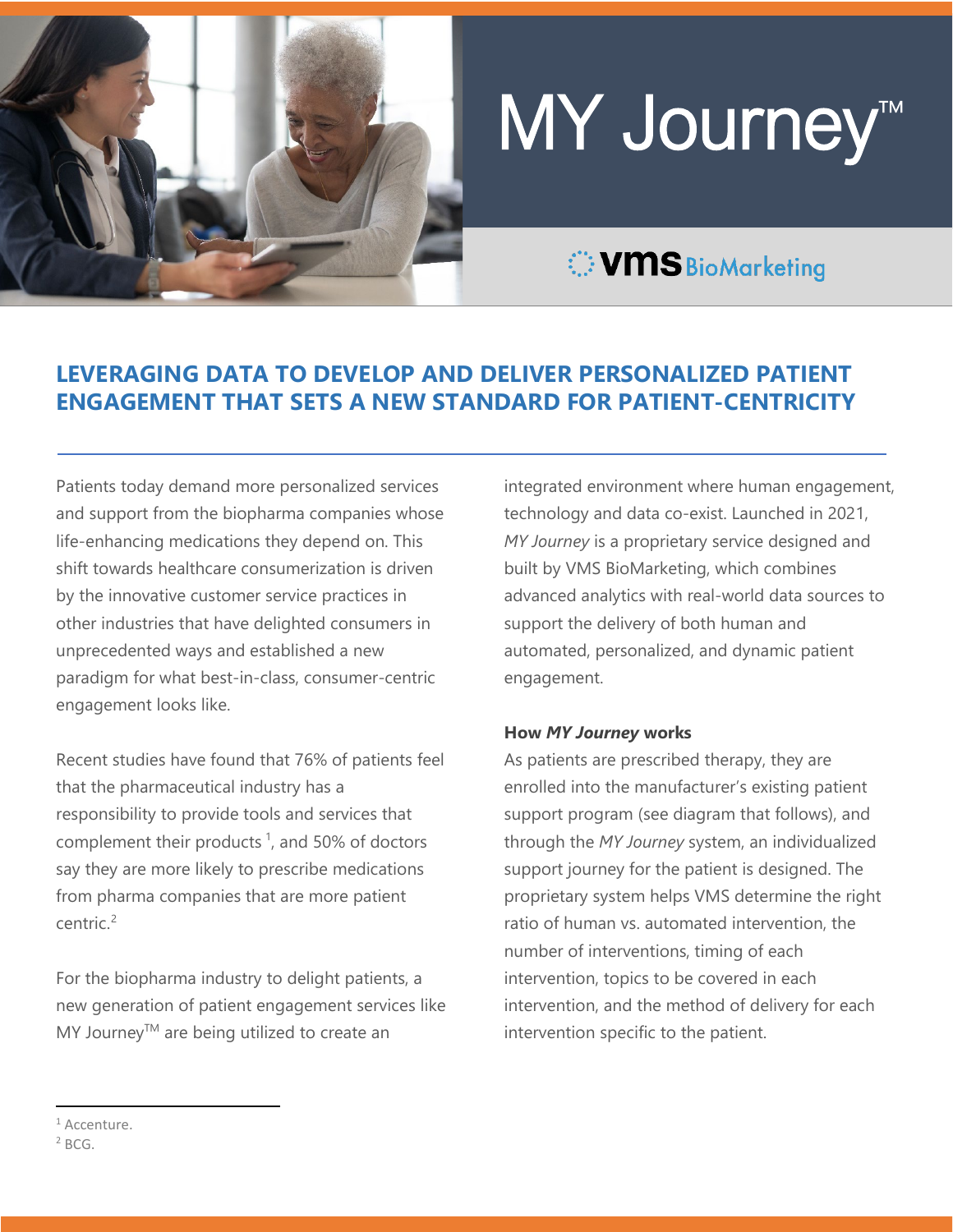# MY Journey™

VMS BioMarketing

## LEVERAGING DATA TO DEVELOP AND DELIVER PERSONALIZED PATIENT ENGAGEMENT THAT SETS A NEW STANDARD FOR PATIENT-CENTRICITY

Patients today demand more personalized services and support from the biopharma companies whose life-enhancing medications they depend on. This shift towards healthcare consumerization is driven by the innovative customer service practices in other industries that have delighted consumers in unprecedented ways and established a new paradigm for what best-in-class, consumer-centric engagement looks like.

Recent studies have found that 76% of patients feel that the pharmaceutical industry has a responsibility to provide tools and services that complement their products [1], and 50% of doctors say they are more likely to prescribe medications from pharma companies that are more patient centric.[2]

For the biopharma industry to delight patients, a new generation of patient engagement services like MY Journey™ are being utilized to create an integrated environment where human engagement, technology and data co-exist. Launched in 2021, *MY Journey* is a proprietary service designed and built by VMS BioMarketing, which combines advanced analytics with real-world data sources to support the delivery of both human and automated, personalized, and dynamic patient engagement.

### How *MY Journey* works

As patients are prescribed therapy, they are enrolled into the manufacturer's existing patient support program (see diagram that follows), and through the *MY Journey* system, an individualized support journey for the patient is designed. The proprietary system helps VMS determine the right ratio of human vs. automated intervention, the number of interventions, timing of each intervention, topics to be covered in each intervention, and the method of delivery for each intervention specific to the patient.

[1] Accenture.
[2] BCG.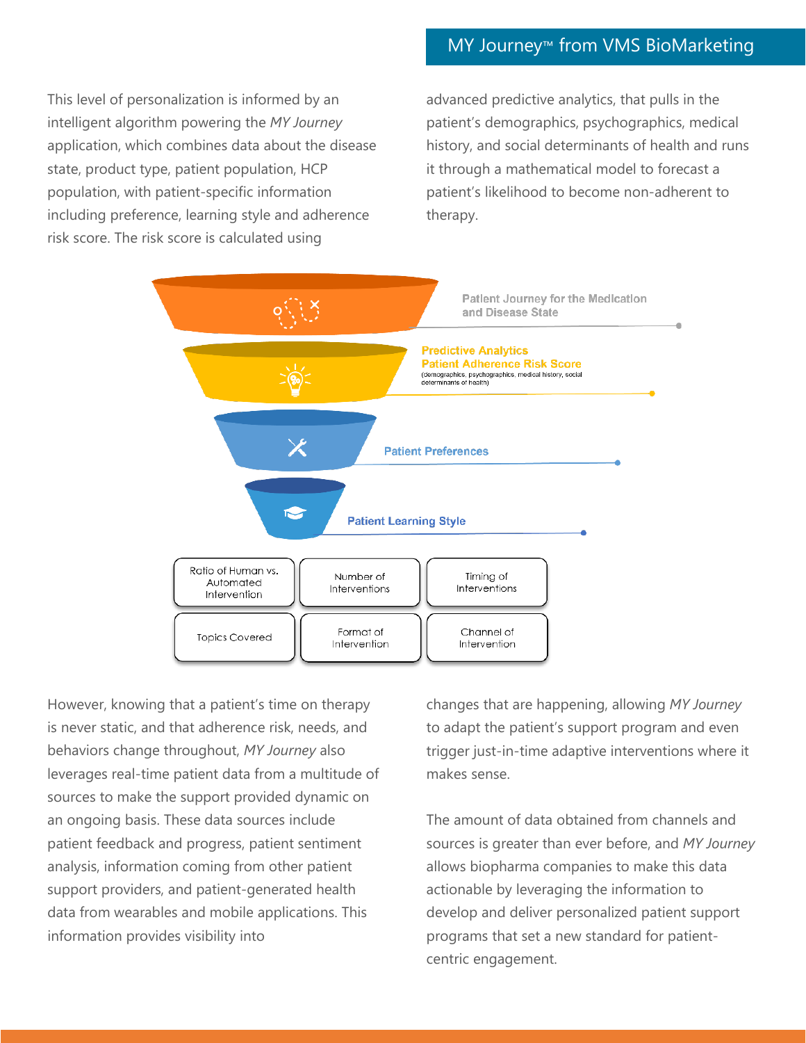This level of personalization is informed by an intelligent algorithm powering the *MY Journey* application, which combines data about the disease state, product type, patient population, HCP population, with patient-specific information including preference, learning style and adherence risk score. The risk score is calculated using advanced predictive analytics, that pulls in the patient's demographics, psychographics, medical history, and social determinants of health and runs it through a mathematical model to forecast a patient's likelihood to become non-adherent to therapy.

Patient Journey for the Medication and Disease State

**Predictive Analytics**
**Patient Adherence Risk Score**
(demographics, psychographics, medical history, social determinants of health)

**Patient Preferences**

**Patient Learning Style**

| Ratio of Human vs. Automated Intervention | Number of Interventions | Timing of Interventions |
|---|---|---|
| Topics Covered | Format of Intervention | Channel of Intervention |

However, knowing that a patient's time on therapy is never static, and that adherence risk, needs, and behaviors change throughout, *MY Journey* also leverages real-time patient data from a multitude of sources to make the support provided dynamic on an ongoing basis. These data sources include patient feedback and progress, patient sentiment analysis, information coming from other patient support providers, and patient-generated health data from wearables and mobile applications. This information provides visibility into changes that are happening, allowing *MY Journey* to adapt the patient's support program and even trigger just-in-time adaptive interventions where it makes sense.

The amount of data obtained from channels and sources is greater than ever before, and *MY Journey* allows biopharma companies to make this data actionable by leveraging the information to develop and deliver personalized patient support programs that set a new standard for patient-centric engagement.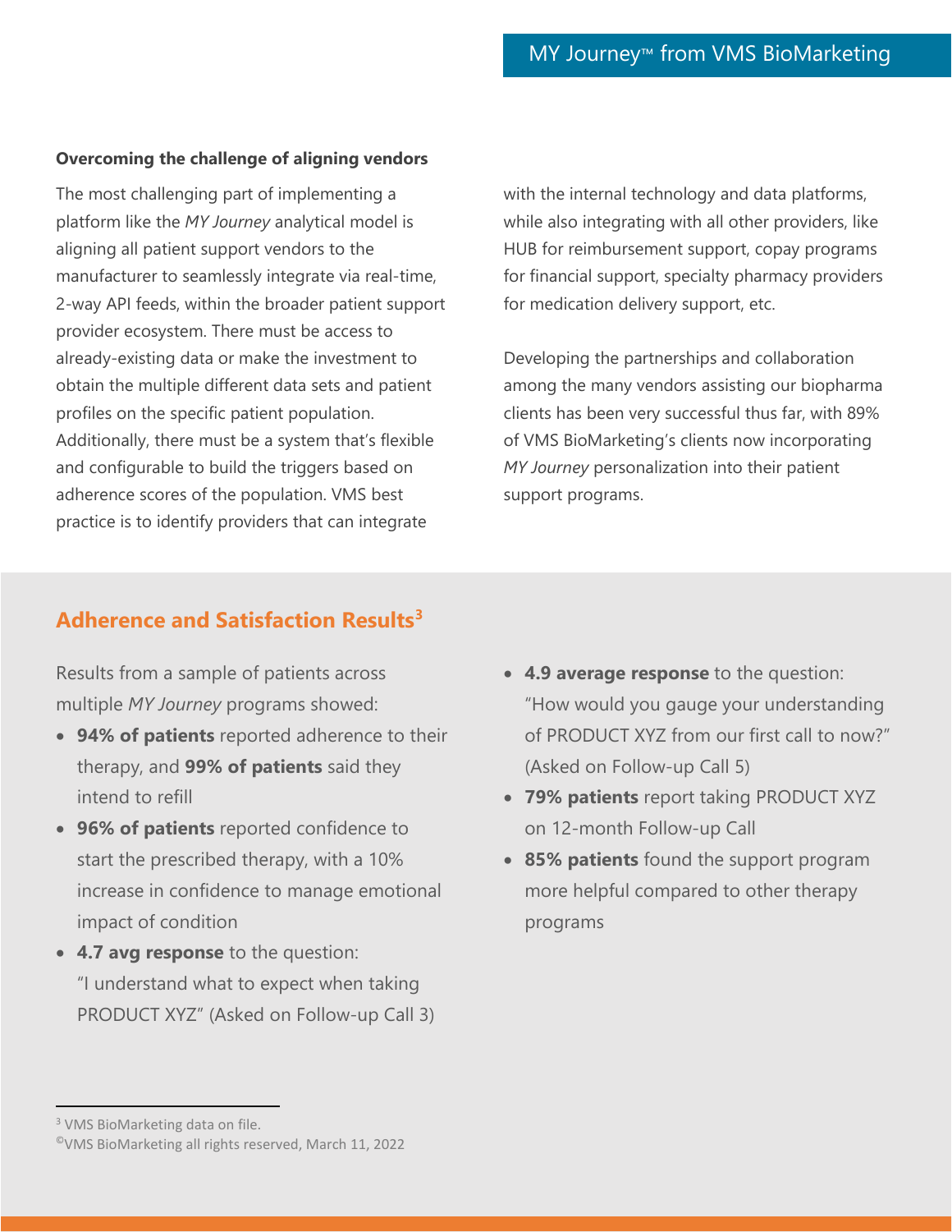### Overcoming the challenge of aligning vendors

The most challenging part of implementing a platform like the *MY Journey* analytical model is aligning all patient support vendors to the manufacturer to seamlessly integrate via real-time, 2-way API feeds, within the broader patient support provider ecosystem. There must be access to already-existing data or make the investment to obtain the multiple different data sets and patient profiles on the specific patient population. Additionally, there must be a system that's flexible and configurable to build the triggers based on adherence scores of the population. VMS best practice is to identify providers that can integrate with the internal technology and data platforms, while also integrating with all other providers, like HUB for reimbursement support, copay programs for financial support, specialty pharmacy providers for medication delivery support, etc.

Developing the partnerships and collaboration among the many vendors assisting our biopharma clients has been very successful thus far, with 89% of VMS BioMarketing's clients now incorporating *MY Journey* personalization into their patient support programs.

## Adherence and Satisfaction Results[3]

Results from a sample of patients across multiple *MY Journey* programs showed:

- **94% of patients** reported adherence to their therapy, and **99% of patients** said they intend to refill
- **96% of patients** reported confidence to start the prescribed therapy, with a 10% increase in confidence to manage emotional impact of condition
- **4.7 avg response** to the question: "I understand what to expect when taking PRODUCT XYZ" (Asked on Follow-up Call 3)
- **4.9 average response** to the question: "How would you gauge your understanding of PRODUCT XYZ from our first call to now?" (Asked on Follow-up Call 5)
- **79% patients** report taking PRODUCT XYZ on 12-month Follow-up Call
- **85% patients** found the support program more helpful compared to other therapy programs

[3] VMS BioMarketing data on file.

©VMS BioMarketing all rights reserved, March 11, 2022